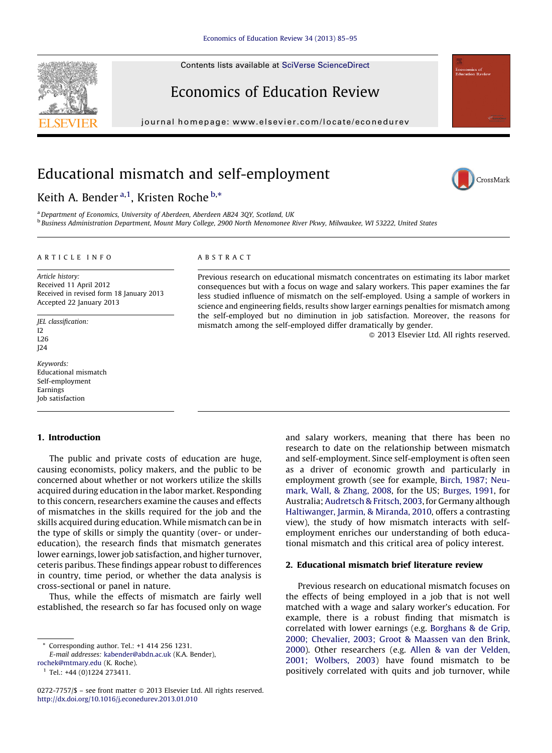# Educational mismatch and self-employment

Keith A. Bender [a,1], Kristen Roche [b,*]

[a] Department of Economics, University of Aberdeen, Aberdeen AB24 3QY, Scotland, UK

[b] Business Administration Department, Mount Mary College, 2900 North Menomonee River Pkwy, Milwaukee, WI 53222, United States

**ARTICLE INFO**

*Article history:*
Received 11 April 2012
Received in revised form 18 January 2013
Accepted 22 January 2013

*JEL classification:*
I2
L26
J24

*Keywords:*
Educational mismatch
Self-employment
Earnings
Job satisfaction

**ABSTRACT**

Previous research on educational mismatch concentrates on estimating its labor market consequences but with a focus on wage and salary workers. This paper examines the far less studied influence of mismatch on the self-employed. Using a sample of workers in science and engineering fields, results show larger earnings penalties for mismatch among the self-employed but no diminution in job satisfaction. Moreover, the reasons for mismatch among the self-employed differ dramatically by gender.

© 2013 Elsevier Ltd. All rights reserved.

## 1. Introduction

The public and private costs of education are huge, causing economists, policy makers, and the public to be concerned about whether or not workers utilize the skills acquired during education in the labor market. Responding to this concern, researchers examine the causes and effects of mismatches in the skills required for the job and the skills acquired during education. While mismatch can be in the type of skills or simply the quantity (over- or under-education), the research finds that mismatch generates lower earnings, lower job satisfaction, and higher turnover, ceteris paribus. These findings appear robust to differences in country, time period, or whether the data analysis is cross-sectional or panel in nature.

Thus, while the effects of mismatch are fairly well established, the research so far has focused only on wage and salary workers, meaning that there has been no research to date on the relationship between mismatch and self-employment. Since self-employment is often seen as a driver of economic growth and particularly in employment growth (see for example, Birch, 1987; Neumark, Wall, & Zhang, 2008, for the US; Burges, 1991, for Australia; Audretsch & Fritsch, 2003, for Germany although Haltiwanger, Jarmin, & Miranda, 2010, offers a contrasting view), the study of how mismatch interacts with self-employment enriches our understanding of both educational mismatch and this critical area of policy interest.

## 2. Educational mismatch brief literature review

Previous research on educational mismatch focuses on the effects of being employed in a job that is not well matched with a wage and salary worker's education. For example, there is a robust finding that mismatch is correlated with lower earnings (e.g. Borghans & de Grip, 2000; Chevalier, 2003; Groot & Maassen van den Brink, 2000). Other researchers (e.g. Allen & van der Velden, 2001; Wolbers, 2003) have found mismatch to be positively correlated with quits and job turnover, while

* Corresponding author. Tel.: +1 414 256 1231.
E-mail addresses: kabender@abdn.ac.uk (K.A. Bender), rochek@mtmary.edu (K. Roche).

[1] Tel.: +44 (0)1224 273411.

0272-7757/$ – see front matter © 2013 Elsevier Ltd. All rights reserved.
http://dx.doi.org/10.1016/j.econedurev.2013.01.010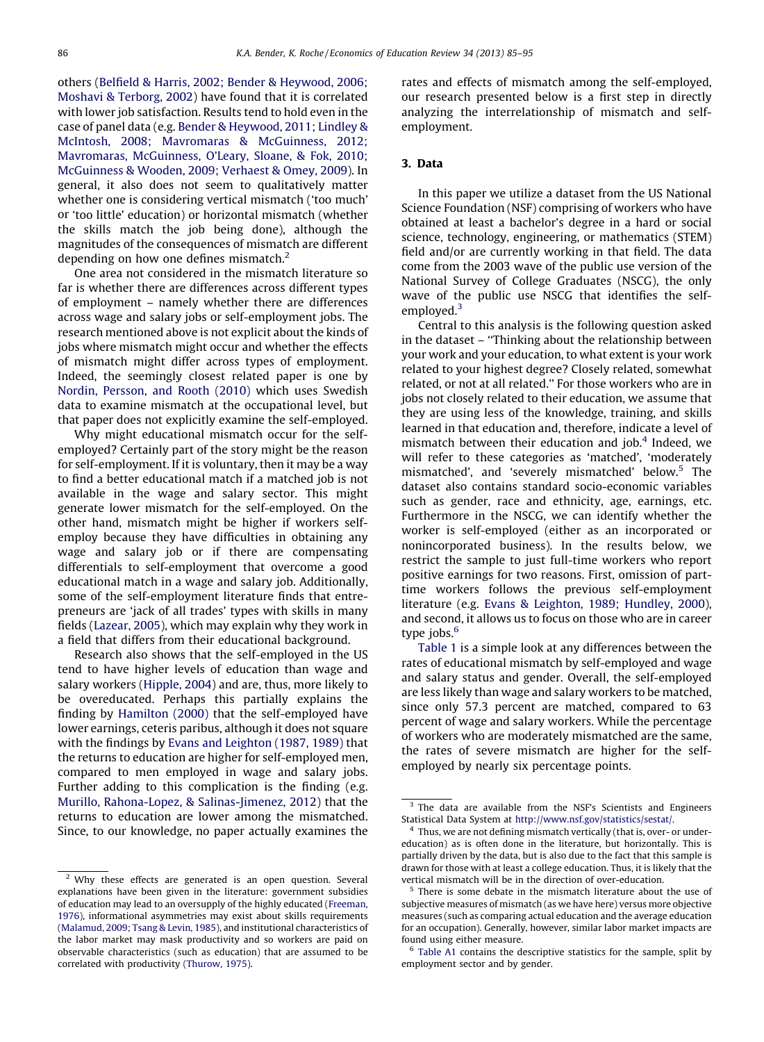others (Belfield & Harris, 2002; Bender & Heywood, 2006; Moshavi & Terborg, 2002) have found that it is correlated with lower job satisfaction. Results tend to hold even in the case of panel data (e.g. Bender & Heywood, 2011; Lindley & McIntosh, 2008; Mavromaras & McGuinness, 2012; Mavromaras, McGuinness, O'Leary, Sloane, & Fok, 2010; McGuinness & Wooden, 2009; Verhaest & Omey, 2009). In general, it also does not seem to qualitatively matter whether one is considering vertical mismatch ('too much' or 'too little' education) or horizontal mismatch (whether the skills match the job being done), although the magnitudes of the consequences of mismatch are different depending on how one defines mismatch.[2]

One area not considered in the mismatch literature so far is whether there are differences across different types of employment – namely whether there are differences across wage and salary jobs or self-employment jobs. The research mentioned above is not explicit about the kinds of jobs where mismatch might occur and whether the effects of mismatch might differ across types of employment. Indeed, the seemingly closest related paper is one by Nordin, Persson, and Rooth (2010) which uses Swedish data to examine mismatch at the occupational level, but that paper does not explicitly examine the self-employed.

Why might educational mismatch occur for the self-employed? Certainly part of the story might be the reason for self-employment. If it is voluntary, then it may be a way to find a better educational match if a matched job is not available in the wage and salary sector. This might generate lower mismatch for the self-employed. On the other hand, mismatch might be higher if workers self-employ because they have difficulties in obtaining any wage and salary job or if there are compensating differentials to self-employment that overcome a good educational match in a wage and salary job. Additionally, some of the self-employment literature finds that entrepreneurs are 'jack of all trades' types with skills in many fields (Lazear, 2005), which may explain why they work in a field that differs from their educational background.

Research also shows that the self-employed in the US tend to have higher levels of education than wage and salary workers (Hipple, 2004) and are, thus, more likely to be overeducated. Perhaps this partially explains the finding by Hamilton (2000) that the self-employed have lower earnings, ceteris paribus, although it does not square with the findings by Evans and Leighton (1987, 1989) that the returns to education are higher for self-employed men, compared to men employed in wage and salary jobs. Further adding to this complication is the finding (e.g. Murillo, Rahona-Lopez, & Salinas-Jimenez, 2012) that the returns to education are lower among the mismatched. Since, to our knowledge, no paper actually examines the rates and effects of mismatch among the self-employed, our research presented below is a first step in directly analyzing the interrelationship of mismatch and self-employment.

## 3. Data

In this paper we utilize a dataset from the US National Science Foundation (NSF) comprising of workers who have obtained at least a bachelor's degree in a hard or social science, technology, engineering, or mathematics (STEM) field and/or are currently working in that field. The data come from the 2003 wave of the public use version of the National Survey of College Graduates (NSCG), the only wave of the public use NSCG that identifies the self-employed.[3]

Central to this analysis is the following question asked in the dataset – "Thinking about the relationship between your work and your education, to what extent is your work related to your highest degree? Closely related, somewhat related, or not at all related." For those workers who are in jobs not closely related to their education, we assume that they are using less of the knowledge, training, and skills learned in that education and, therefore, indicate a level of mismatch between their education and job.[4] Indeed, we will refer to these categories as 'matched', 'moderately mismatched', and 'severely mismatched' below.[5] The dataset also contains standard socio-economic variables such as gender, race and ethnicity, age, earnings, etc. Furthermore in the NSCG, we can identify whether the worker is self-employed (either as an incorporated or nonincorporated business). In the results below, we restrict the sample to just full-time workers who report positive earnings for two reasons. First, omission of part-time workers follows the previous self-employment literature (e.g. Evans & Leighton, 1989; Hundley, 2000), and second, it allows us to focus on those who are in career type jobs.[6]

Table 1 is a simple look at any differences between the rates of educational mismatch by self-employed and wage and salary status and gender. Overall, the self-employed are less likely than wage and salary workers to be matched, since only 57.3 percent are matched, compared to 63 percent of wage and salary workers. While the percentage of workers who are moderately mismatched are the same, the rates of severe mismatch are higher for the self-employed by nearly six percentage points.

---

[2] Why these effects are generated is an open question. Several explanations have been given in the literature: government subsidies of education may lead to an oversupply of the highly educated (Freeman, 1976), informational asymmetries may exist about skills requirements (Malamud, 2009; Tsang & Levin, 1985), and institutional characteristics of the labor market may mask productivity and so workers are paid on observable characteristics (such as education) that are assumed to be correlated with productivity (Thurow, 1975).

[3] The data are available from the NSF's Scientists and Engineers Statistical Data System at http://www.nsf.gov/statistics/sestat/.

[4] Thus, we are not defining mismatch vertically (that is, over- or under-education) as is often done in the literature, but horizontally. This is partially driven by the data, but is also due to the fact that this sample is drawn for those with at least a college education. Thus, it is likely that the vertical mismatch will be in the direction of over-education.

[5] There is some debate in the mismatch literature about the use of subjective measures of mismatch (as we have here) versus more objective measures (such as comparing actual education and the average education for an occupation). Generally, however, similar labor market impacts are found using either measure.

[6] Table A1 contains the descriptive statistics for the sample, split by employment sector and by gender.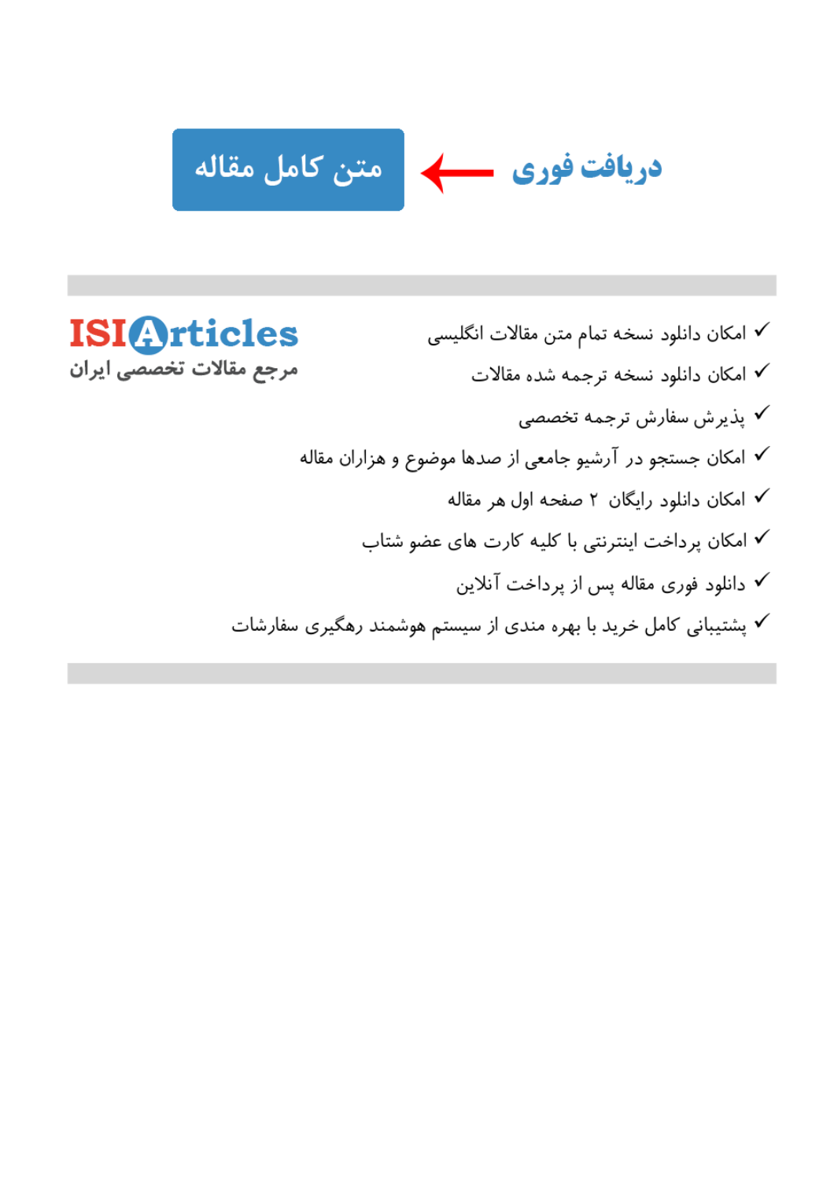دریافت فوری ← **متن کامل مقاله**

**ISIArticles**
مرجع مقالات تخصصی ایران

- ✓ امکان دانلود نسخه تمام متن مقالات انگلیسی
- ✓ امکان دانلود نسخه ترجمه شده مقالات
- ✓ پذیرش سفارش ترجمه تخصصی
- ✓ امکان جستجو در آرشیو جامعی از صدها موضوع و هزاران مقاله
- ✓ امکان دانلود رایگان ۲ صفحه اول هر مقاله
- ✓ امکان پرداخت اینترنتی با کلیه کارت های عضو شتاب
- ✓ دانلود فوری مقاله پس از پرداخت آنلاین
- ✓ پشتیبانی کامل خرید با بهره مندی از سیستم هوشمند رهگیری سفارشات